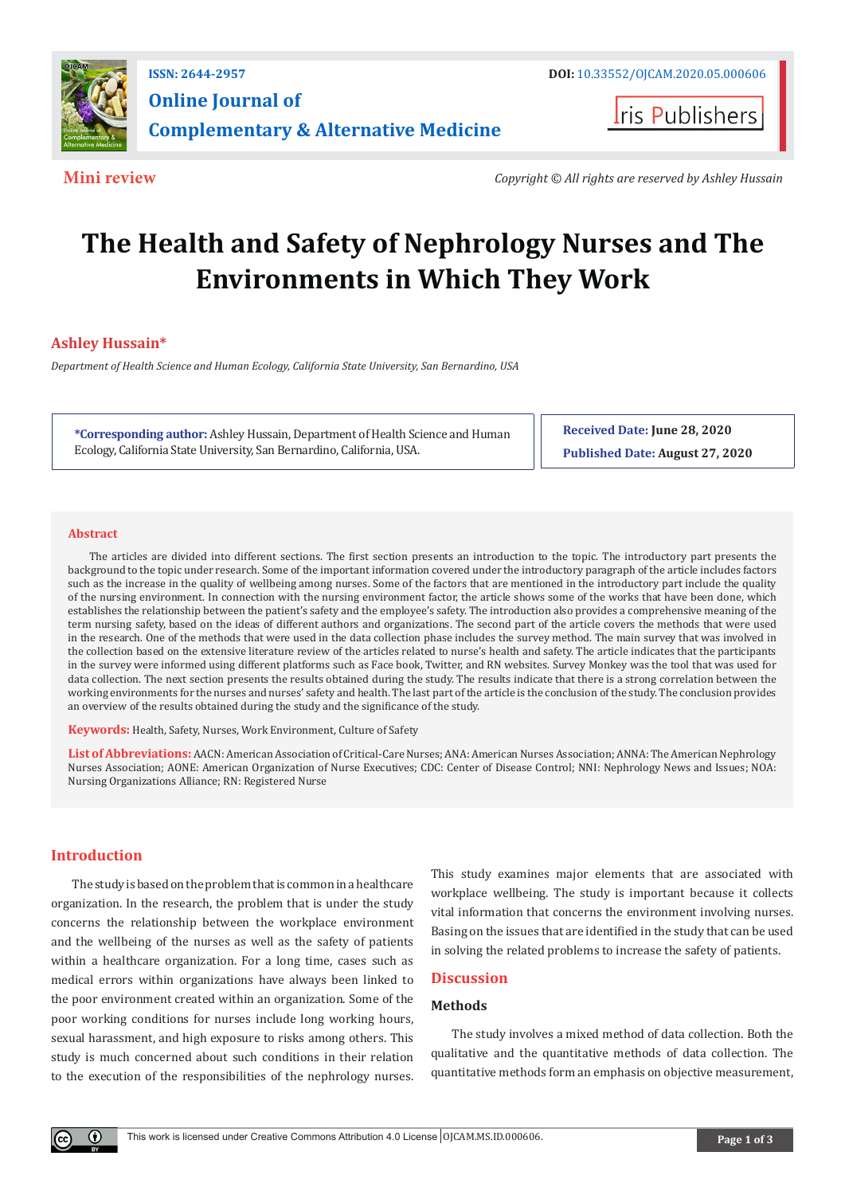ISSN: 2644-2957

**Online Journal of Complementary & Alternative Medicine**

DOI: 10.33552/OJCAM.2020.05.000606

Iris Publishers

**Mini review**

*Copyright © All rights are reserved by Ashley Hussain*

# The Health and Safety of Nephrology Nurses and The Environments in Which They Work

**Ashley Hussain***

*Department of Health Science and Human Ecology, California State University, San Bernardino, USA*

***Corresponding author:** Ashley Hussain, Department of Health Science and Human Ecology, California State University, San Bernardino, California, USA.

**Received Date:** June 28, 2020

**Published Date:** August 27, 2020

## Abstract

The articles are divided into different sections. The first section presents an introduction to the topic. The introductory part presents the background to the topic under research. Some of the important information covered under the introductory paragraph of the article includes factors such as the increase in the quality of wellbeing among nurses. Some of the factors that are mentioned in the introductory part include the quality of the nursing environment. In connection with the nursing environment factor, the article shows some of the works that have been done, which establishes the relationship between the patient's safety and the employee's safety. The introduction also provides a comprehensive meaning of the term nursing safety, based on the ideas of different authors and organizations. The second part of the article covers the methods that were used in the research. One of the methods that were used in the data collection phase includes the survey method. The main survey that was involved in the collection based on the extensive literature review of the articles related to nurse's health and safety. The article indicates that the participants in the survey were informed using different platforms such as Face book, Twitter, and RN websites. Survey Monkey was the tool that was used for data collection. The next section presents the results obtained during the study. The results indicate that there is a strong correlation between the working environments for the nurses and nurses' safety and health. The last part of the article is the conclusion of the study. The conclusion provides an overview of the results obtained during the study and the significance of the study.

**Keywords:** Health, Safety, Nurses, Work Environment, Culture of Safety

**List of Abbreviations:** AACN: American Association of Critical-Care Nurses; ANA: American Nurses Association; ANNA: The American Nephrology Nurses Association; AONE: American Organization of Nurse Executives; CDC: Center of Disease Control; NNI: Nephrology News and Issues; NOA: Nursing Organizations Alliance; RN: Registered Nurse

## Introduction

The study is based on the problem that is common in a healthcare organization. In the research, the problem that is under the study concerns the relationship between the workplace environment and the wellbeing of the nurses as well as the safety of patients within a healthcare organization. For a long time, cases such as medical errors within organizations have always been linked to the poor environment created within an organization. Some of the poor working conditions for nurses include long working hours, sexual harassment, and high exposure to risks among others. This study is much concerned about such conditions in their relation to the execution of the responsibilities of the nephrology nurses. This study examines major elements that are associated with workplace wellbeing. The study is important because it collects vital information that concerns the environment involving nurses. Basing on the issues that are identified in the study that can be used in solving the related problems to increase the safety of patients.

## Discussion

### Methods

The study involves a mixed method of data collection. Both the qualitative and the quantitative methods of data collection. The quantitative methods form an emphasis on objective measurement,

This work is licensed under Creative Commons Attribution 4.0 License | OJCAM.MS.ID.000606.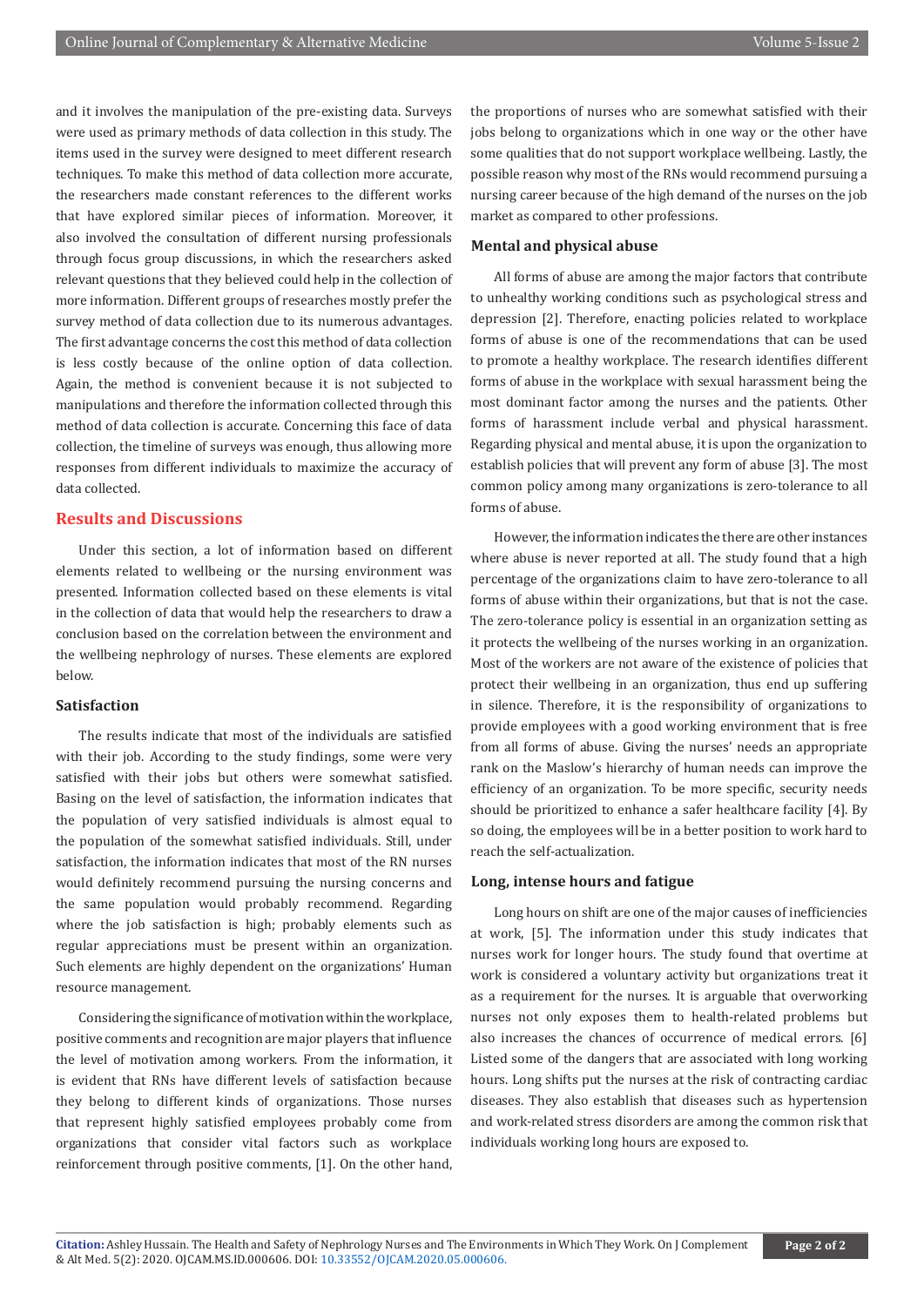and it involves the manipulation of the pre-existing data. Surveys were used as primary methods of data collection in this study. The items used in the survey were designed to meet different research techniques. To make this method of data collection more accurate, the researchers made constant references to the different works that have explored similar pieces of information. Moreover, it also involved the consultation of different nursing professionals through focus group discussions, in which the researchers asked relevant questions that they believed could help in the collection of more information. Different groups of researches mostly prefer the survey method of data collection due to its numerous advantages. The first advantage concerns the cost this method of data collection is less costly because of the online option of data collection. Again, the method is convenient because it is not subjected to manipulations and therefore the information collected through this method of data collection is accurate. Concerning this face of data collection, the timeline of surveys was enough, thus allowing more responses from different individuals to maximize the accuracy of data collected.

## Results and Discussions

Under this section, a lot of information based on different elements related to wellbeing or the nursing environment was presented. Information collected based on these elements is vital in the collection of data that would help the researchers to draw a conclusion based on the correlation between the environment and the wellbeing nephrology of nurses. These elements are explored below.

### Satisfaction

The results indicate that most of the individuals are satisfied with their job. According to the study findings, some were very satisfied with their jobs but others were somewhat satisfied. Basing on the level of satisfaction, the information indicates that the population of very satisfied individuals is almost equal to the population of the somewhat satisfied individuals. Still, under satisfaction, the information indicates that most of the RN nurses would definitely recommend pursuing the nursing concerns and the same population would probably recommend. Regarding where the job satisfaction is high; probably elements such as regular appreciations must be present within an organization. Such elements are highly dependent on the organizations' Human resource management.

Considering the significance of motivation within the workplace, positive comments and recognition are major players that influence the level of motivation among workers. From the information, it is evident that RNs have different levels of satisfaction because they belong to different kinds of organizations. Those nurses that represent highly satisfied employees probably come from organizations that consider vital factors such as workplace reinforcement through positive comments, [1]. On the other hand, the proportions of nurses who are somewhat satisfied with their jobs belong to organizations which in one way or the other have some qualities that do not support workplace wellbeing. Lastly, the possible reason why most of the RNs would recommend pursuing a nursing career because of the high demand of the nurses on the job market as compared to other professions.

### Mental and physical abuse

All forms of abuse are among the major factors that contribute to unhealthy working conditions such as psychological stress and depression [2]. Therefore, enacting policies related to workplace forms of abuse is one of the recommendations that can be used to promote a healthy workplace. The research identifies different forms of abuse in the workplace with sexual harassment being the most dominant factor among the nurses and the patients. Other forms of harassment include verbal and physical harassment. Regarding physical and mental abuse, it is upon the organization to establish policies that will prevent any form of abuse [3]. The most common policy among many organizations is zero-tolerance to all forms of abuse.

However, the information indicates the there are other instances where abuse is never reported at all. The study found that a high percentage of the organizations claim to have zero-tolerance to all forms of abuse within their organizations, but that is not the case. The zero-tolerance policy is essential in an organization setting as it protects the wellbeing of the nurses working in an organization. Most of the workers are not aware of the existence of policies that protect their wellbeing in an organization, thus end up suffering in silence. Therefore, it is the responsibility of organizations to provide employees with a good working environment that is free from all forms of abuse. Giving the nurses' needs an appropriate rank on the Maslow's hierarchy of human needs can improve the efficiency of an organization. To be more specific, security needs should be prioritized to enhance a safer healthcare facility [4]. By so doing, the employees will be in a better position to work hard to reach the self-actualization.

### Long, intense hours and fatigue

Long hours on shift are one of the major causes of inefficiencies at work, [5]. The information under this study indicates that nurses work for longer hours. The study found that overtime at work is considered a voluntary activity but organizations treat it as a requirement for the nurses. It is arguable that overworking nurses not only exposes them to health-related problems but also increases the chances of occurrence of medical errors. [6] Listed some of the dangers that are associated with long working hours. Long shifts put the nurses at the risk of contracting cardiac diseases. They also establish that diseases such as hypertension and work-related stress disorders are among the common risk that individuals working long hours are exposed to.

**Citation:** Ashley Hussain. The Health and Safety of Nephrology Nurses and The Environments in Which They Work. On J Complement & Alt Med. 5(2): 2020. OJCAM.MS.ID.000606. DOI: 10.33552/OJCAM.2020.05.000606.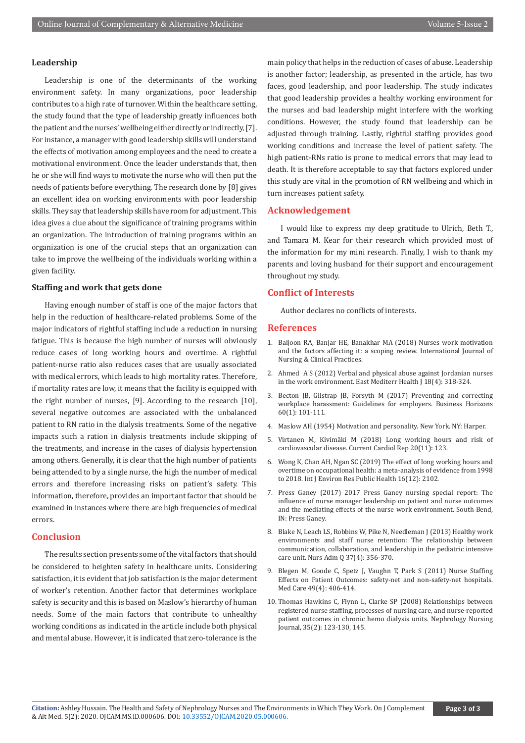### Leadership

Leadership is one of the determinants of the working environment safety. In many organizations, poor leadership contributes to a high rate of turnover. Within the healthcare setting, the study found that the type of leadership greatly influences both the patient and the nurses' wellbeing either directly or indirectly, [7]. For instance, a manager with good leadership skills will understand the effects of motivation among employees and the need to create a motivational environment. Once the leader understands that, then he or she will find ways to motivate the nurse who will then put the needs of patients before everything. The research done by [8] gives an excellent idea on working environments with poor leadership skills. They say that leadership skills have room for adjustment. This idea gives a clue about the significance of training programs within an organization. The introduction of training programs within an organization is one of the crucial steps that an organization can take to improve the wellbeing of the individuals working within a given facility.

### Staffing and work that gets done

Having enough number of staff is one of the major factors that help in the reduction of healthcare-related problems. Some of the major indicators of rightful staffing include a reduction in nursing fatigue. This is because the high number of nurses will obviously reduce cases of long working hours and overtime. A rightful patient-nurse ratio also reduces cases that are usually associated with medical errors, which leads to high mortality rates. Therefore, if mortality rates are low, it means that the facility is equipped with the right number of nurses, [9]. According to the research [10], several negative outcomes are associated with the unbalanced patient to RN ratio in the dialysis treatments. Some of the negative impacts such a ration in dialysis treatments include skipping of the treatments, and increase in the cases of dialysis hypertension among others. Generally, it is clear that the high number of patients being attended to by a single nurse, the high the number of medical errors and therefore increasing risks on patient's safety. This information, therefore, provides an important factor that should be examined in instances where there are high frequencies of medical errors.

## Conclusion

The results section presents some of the vital factors that should be considered to heighten safety in healthcare units. Considering satisfaction, it is evident that job satisfaction is the major determent of worker's retention. Another factor that determines workplace safety is security and this is based on Maslow's hierarchy of human needs. Some of the main factors that contribute to unhealthy working conditions as indicated in the article include both physical and mental abuse. However, it is indicated that zero-tolerance is the main policy that helps in the reduction of cases of abuse. Leadership is another factor; leadership, as presented in the article, has two faces, good leadership, and poor leadership. The study indicates that good leadership provides a healthy working environment for the nurses and bad leadership might interfere with the working conditions. However, the study found that leadership can be adjusted through training. Lastly, rightful staffing provides good working conditions and increase the level of patient safety. The high patient-RNs ratio is prone to medical errors that may lead to death. It is therefore acceptable to say that factors explored under this study are vital in the promotion of RN wellbeing and which in turn increases patient safety.

## Acknowledgement

I would like to express my deep gratitude to Ulrich, Beth T., and Tamara M. Kear for their research which provided most of the information for my mini research. Finally, I wish to thank my parents and loving husband for their support and encouragement throughout my study.

## Conflict of Interests

Author declares no conflicts of interests.

## References

1. Baljoon RA, Banjar HE, Banakhar MA (2018) Nurses work motivation and the factors affecting it: a scoping review. International Journal of Nursing & Clinical Practices.
2. Ahmed A S (2012) Verbal and physical abuse against Jordanian nurses in the work environment. East Mediterr Health J 18(4): 318-324.
3. Becton JB, Gilstrap JB, Forsyth M (2017) Preventing and correcting workplace harassment: Guidelines for employers. Business Horizons 60(1): 101-111.
4. Maslow AH (1954) Motivation and personality. New York. NY: Harper.
5. Virtanen M, Kivimäki M (2018) Long working hours and risk of cardiovascular disease. Current Cardiol Rep 20(11): 123.
6. Wong K, Chan AH, Ngan SC (2019) The effect of long working hours and overtime on occupational health: a meta-analysis of evidence from 1998 to 2018. Int J Environ Res Public Health 16(12): 2102.
7. Press Ganey (2017) 2017 Press Ganey nursing special report: The influence of nurse manager leadership on patient and nurse outcomes and the mediating effects of the nurse work environment. South Bend, IN: Press Ganey.
8. Blake N, Leach LS, Robbins W, Pike N, Needleman J (2013) Healthy work environments and staff nurse retention: The relationship between communication, collaboration, and leadership in the pediatric intensive care unit. Nurs Adm Q 37(4): 356-370.
9. Blegen M, Goode C, Spetz J, Vaughn T, Park S (2011) Nurse Staffing Effects on Patient Outcomes: safety-net and non-safety-net hospitals. Med Care 49(4): 406-414.
10. Thomas Hawkins C, Flynn L, Clarke SP (2008) Relationships between registered nurse staffing, processes of nursing care, and nurse-reported patient outcomes in chronic hemo dialysis units. Nephrology Nursing Journal, 35(2): 123-130, 145.

**Citation:** Ashley Hussain. The Health and Safety of Nephrology Nurses and The Environments in Which They Work. On J Complement & Alt Med. 5(2): 2020. OJCAM.MS.ID.000606. DOI: 10.33552/OJCAM.2020.05.000606.